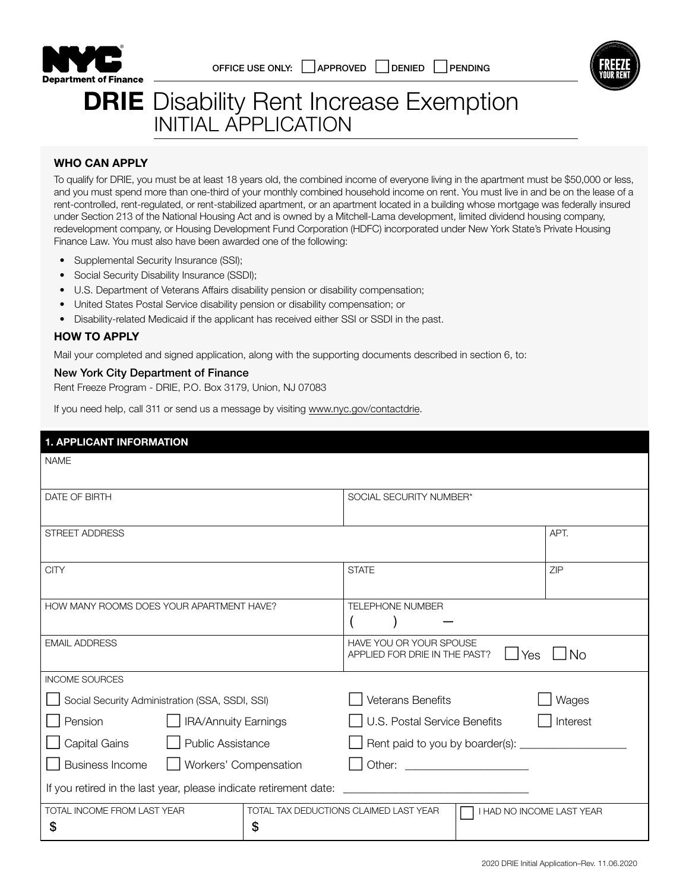NYC Department of Finance

OFFICE USE ONLY: ☐ APPROVED ☐ DENIED ☐ PENDING

FREEZE YOUR RENT

# DRIE Disability Rent Increase Exemption
## INITIAL APPLICATION

### WHO CAN APPLY

To qualify for DRIE, you must be at least 18 years old, the combined income of everyone living in the apartment must be $50,000 or less, and you must spend more than one-third of your monthly combined household income on rent. You must live in and be on the lease of a rent-controlled, rent-regulated, or rent-stabilized apartment, or an apartment located in a building whose mortgage was federally insured under Section 213 of the National Housing Act and is owned by a Mitchell-Lama development, limited dividend housing company, redevelopment company, or Housing Development Fund Corporation (HDFC) incorporated under New York State's Private Housing Finance Law. You must also have been awarded one of the following:

- Supplemental Security Insurance (SSI);
- Social Security Disability Insurance (SSDI);
- U.S. Department of Veterans Affairs disability pension or disability compensation;
- United States Postal Service disability pension or disability compensation; or
- Disability-related Medicaid if the applicant has received either SSI or SSDI in the past.

### HOW TO APPLY

Mail your completed and signed application, along with the supporting documents described in section 6, to:

**New York City Department of Finance**
Rent Freeze Program - DRIE, P.O. Box 3179, Union, NJ 07083

If you need help, call 311 or send us a message by visiting www.nyc.gov/contactdrie.

### 1. APPLICANT INFORMATION

| NAME | | |
|---|---|---|
| DATE OF BIRTH | SOCIAL SECURITY NUMBER* | |
| STREET ADDRESS | | APT. |
| CITY | STATE | ZIP |
| HOW MANY ROOMS DOES YOUR APARTMENT HAVE? | TELEPHONE NUMBER ( ) — | |
| EMAIL ADDRESS | HAVE YOU OR YOUR SPOUSE APPLIED FOR DRIE IN THE PAST? ☐ Yes ☐ No | |

INCOME SOURCES

- ☐ Social Security Administration (SSA, SSDI, SSI)
- ☐ Veterans Benefits
- ☐ Wages
- ☐ Pension
- ☐ IRA/Annuity Earnings
- ☐ U.S. Postal Service Benefits
- ☐ Interest
- ☐ Capital Gains
- ☐ Public Assistance
- ☐ Rent paid to you by boarder(s): ______________
- ☐ Business Income
- ☐ Workers' Compensation
- ☐ Other: ______________

If you retired in the last year, please indicate retirement date: ______________

| TOTAL INCOME FROM LAST YEAR | TOTAL TAX DEDUCTIONS CLAIMED LAST YEAR | ☐ I HAD NO INCOME LAST YEAR |
|---|---|---|
| $ | $ | |

2020 DRIE Initial Application–Rev. 11.06.2020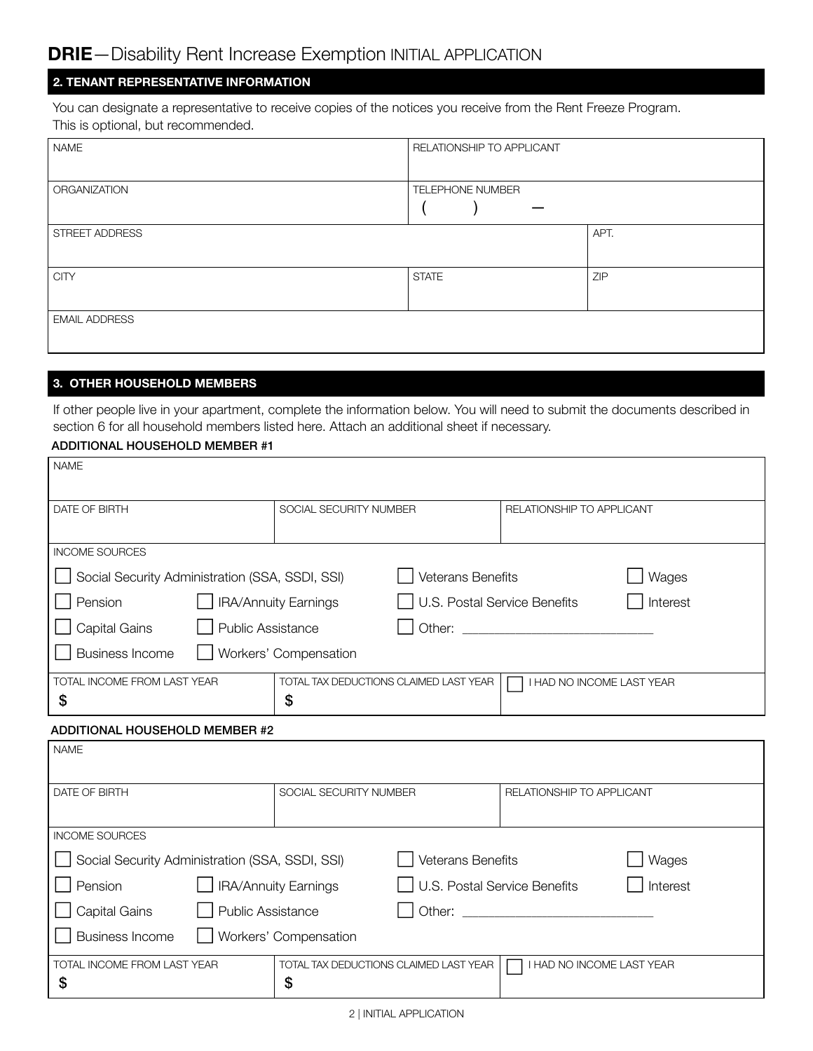# DRIE — Disability Rent Increase Exemption INITIAL APPLICATION

## 2. TENANT REPRESENTATIVE INFORMATION

You can designate a representative to receive copies of the notices you receive from the Rent Freeze Program. This is optional, but recommended.

| NAME | RELATIONSHIP TO APPLICANT | |
|---|---|---|
| ORGANIZATION | TELEPHONE NUMBER ( ) — | |
| STREET ADDRESS | | APT. |
| CITY | STATE | ZIP |
| EMAIL ADDRESS | | |

## 3. OTHER HOUSEHOLD MEMBERS

If other people live in your apartment, complete the information below. You will need to submit the documents described in section 6 for all household members listed here. Attach an additional sheet if necessary.

### ADDITIONAL HOUSEHOLD MEMBER #1

| NAME | | |
|---|---|---|
| DATE OF BIRTH | SOCIAL SECURITY NUMBER | RELATIONSHIP TO APPLICANT |

INCOME SOURCES

- ☐ Social Security Administration (SSA, SSDI, SSI)
- ☐ Veterans Benefits
- ☐ Wages
- ☐ Pension
- ☐ IRA/Annuity Earnings
- ☐ U.S. Postal Service Benefits
- ☐ Interest
- ☐ Capital Gains
- ☐ Public Assistance
- ☐ Other: ____________________
- ☐ Business Income
- ☐ Workers' Compensation

| TOTAL INCOME FROM LAST YEAR | TOTAL TAX DEDUCTIONS CLAIMED LAST YEAR | ☐ I HAD NO INCOME LAST YEAR |
|---|---|---|
| $ | $ | |

### ADDITIONAL HOUSEHOLD MEMBER #2

| NAME | | |
|---|---|---|
| DATE OF BIRTH | SOCIAL SECURITY NUMBER | RELATIONSHIP TO APPLICANT |

INCOME SOURCES

- ☐ Social Security Administration (SSA, SSDI, SSI)
- ☐ Veterans Benefits
- ☐ Wages
- ☐ Pension
- ☐ IRA/Annuity Earnings
- ☐ U.S. Postal Service Benefits
- ☐ Interest
- ☐ Capital Gains
- ☐ Public Assistance
- ☐ Other: ____________________
- ☐ Business Income
- ☐ Workers' Compensation

| TOTAL INCOME FROM LAST YEAR | TOTAL TAX DEDUCTIONS CLAIMED LAST YEAR | ☐ I HAD NO INCOME LAST YEAR |
|---|---|---|
| $ | $ | |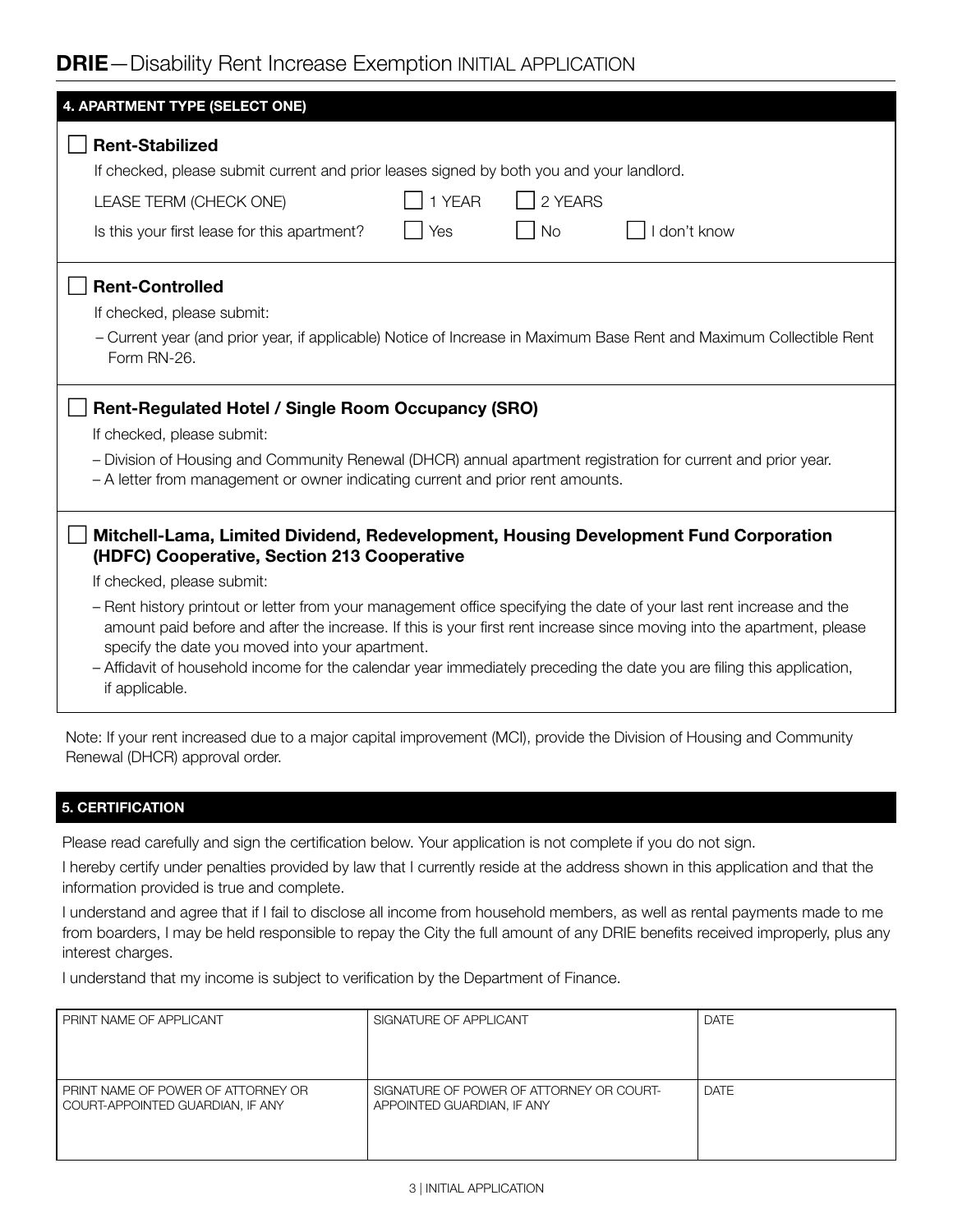# DRIE—Disability Rent Increase Exemption INITIAL APPLICATION

## 4. APPARTMENT TYPE (SELECT ONE)

☐ **Rent-Stabilized**

If checked, please submit current and prior leases signed by both you and your landlord.

LEASE TERM (CHECK ONE) ☐ 1 YEAR ☐ 2 YEARS

Is this your first lease for this apartment? ☐ Yes ☐ No ☐ I don't know

☐ **Rent-Controlled**

If checked, please submit:

- Current year (and prior year, if applicable) Notice of Increase in Maximum Base Rent and Maximum Collectible Rent Form RN-26.

☐ **Rent-Regulated Hotel / Single Room Occupancy (SRO)**

If checked, please submit:

- Division of Housing and Community Renewal (DHCR) annual apartment registration for current and prior year.
- A letter from management or owner indicating current and prior rent amounts.

☐ **Mitchell-Lama, Limited Dividend, Redevelopment, Housing Development Fund Corporation (HDFC) Cooperative, Section 213 Cooperative**

If checked, please submit:

- Rent history printout or letter from your management office specifying the date of your last rent increase and the amount paid before and after the increase. If this is your first rent increase since moving into the apartment, please specify the date you moved into your apartment.
- Affidavit of household income for the calendar year immediately preceding the date you are filing this application, if applicable.

Note: If your rent increased due to a major capital improvement (MCI), provide the Division of Housing and Community Renewal (DHCR) approval order.

## 5. CERTIFICATION

Please read carefully and sign the certification below. Your application is not complete if you do not sign.

I hereby certify under penalties provided by law that I currently reside at the address shown in this application and that the information provided is true and complete.

I understand and agree that if I fail to disclose all income from household members, as well as rental payments made to me from boarders, I may be held responsible to repay the City the full amount of any DRIE benefits received improperly, plus any interest charges.

I understand that my income is subject to verification by the Department of Finance.

| PRINT NAME OF APPLICANT | SIGNATURE OF APPLICANT | DATE |
|---|---|---|
| PRINT NAME OF POWER OF ATTORNEY OR COURT-APPOINTED GUARDIAN, IF ANY | SIGNATURE OF POWER OF ATTORNEY OR COURT-APPOINTED GUARDIAN, IF ANY | DATE |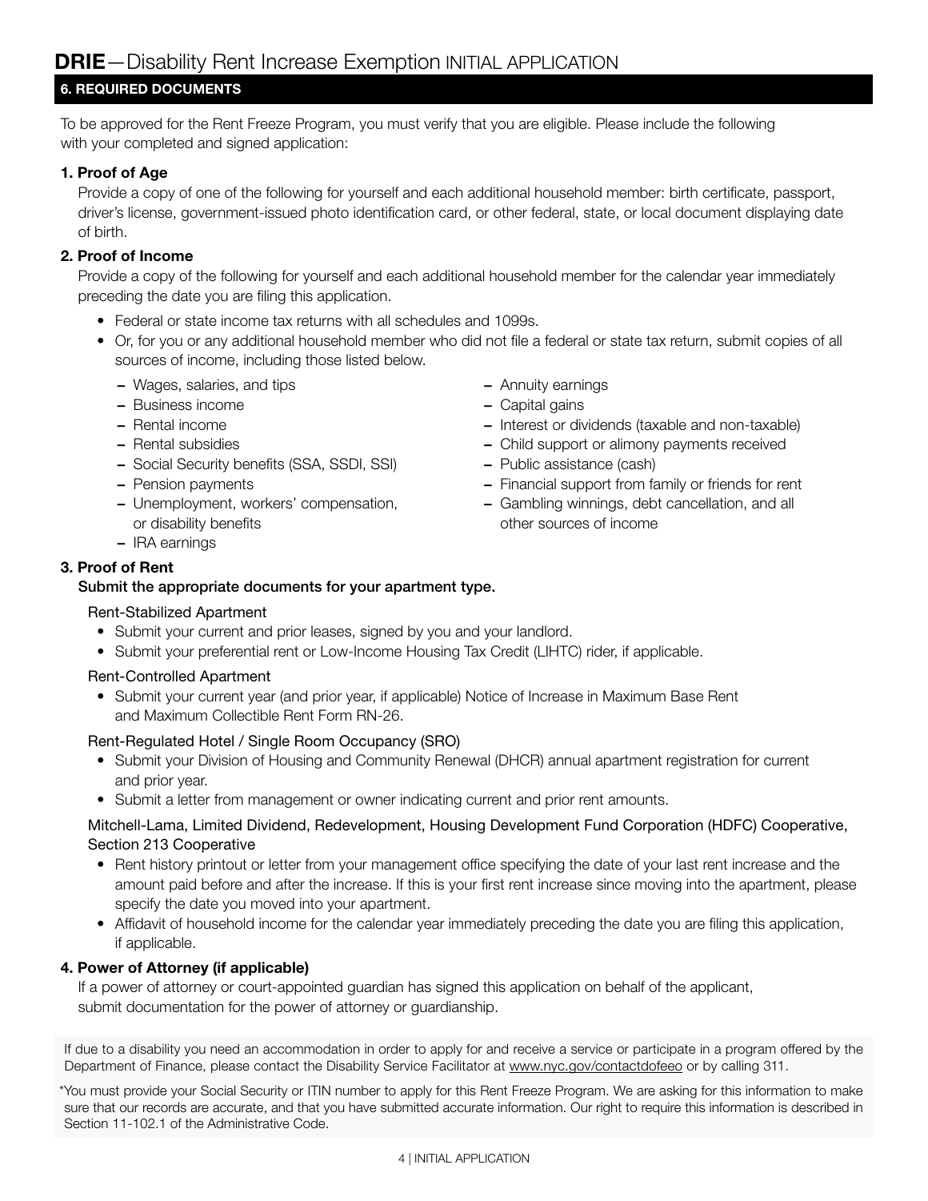# DRIE—Disability Rent Increase Exemption INITIAL APPLICATION

## 6. REQUIRED DOCUMENTS

To be approved for the Rent Freeze Program, you must verify that you are eligible. Please include the following with your completed and signed application:

**1. Proof of Age**

Provide a copy of one of the following for yourself and each additional household member: birth certificate, passport, driver's license, government-issued photo identification card, or other federal, state, or local document displaying date of birth.

**2. Proof of Income**

Provide a copy of the following for yourself and each additional household member for the calendar year immediately preceding the date you are filing this application.

- Federal or state income tax returns with all schedules and 1099s.
- Or, for you or any additional household member who did not file a federal or state tax return, submit copies of all sources of income, including those listed below.
  - Wages, salaries, and tips
  - Business income
  - Rental income
  - Rental subsidies
  - Social Security benefits (SSA, SSDI, SSI)
  - Pension payments
  - Unemployment, workers' compensation, or disability benefits
  - IRA earnings
  - Annuity earnings
  - Capital gains
  - Interest or dividends (taxable and non-taxable)
  - Child support or alimony payments received
  - Public assistance (cash)
  - Financial support from family or friends for rent
  - Gambling winnings, debt cancellation, and all other sources of income

**3. Proof of Rent**

**Submit the appropriate documents for your apartment type.**

Rent-Stabilized Apartment

- Submit your current and prior leases, signed by you and your landlord.
- Submit your preferential rent or Low-Income Housing Tax Credit (LIHTC) rider, if applicable.

Rent-Controlled Apartment

- Submit your current year (and prior year, if applicable) Notice of Increase in Maximum Base Rent and Maximum Collectible Rent Form RN-26.

Rent-Regulated Hotel / Single Room Occupancy (SRO)

- Submit your Division of Housing and Community Renewal (DHCR) annual apartment registration for current and prior year.
- Submit a letter from management or owner indicating current and prior rent amounts.

Mitchell-Lama, Limited Dividend, Redevelopment, Housing Development Fund Corporation (HDFC) Cooperative, Section 213 Cooperative

- Rent history printout or letter from your management office specifying the date of your last rent increase and the amount paid before and after the increase. If this is your first rent increase since moving into the apartment, please specify the date you moved into your apartment.
- Affidavit of household income for the calendar year immediately preceding the date you are filing this application, if applicable.

**4. Power of Attorney (if applicable)**

If a power of attorney or court-appointed guardian has signed this application on behalf of the applicant, submit documentation for the power of attorney or guardianship.

If due to a disability you need an accommodation in order to apply for and receive a service or participate in a program offered by the Department of Finance, please contact the Disability Service Facilitator at www.nyc.gov/contactdofeeo or by calling 311.

*You must provide your Social Security or ITIN number to apply for this Rent Freeze Program. We are asking for this information to make sure that our records are accurate, and that you have submitted accurate information. Our right to require this information is described in Section 11-102.1 of the Administrative Code.